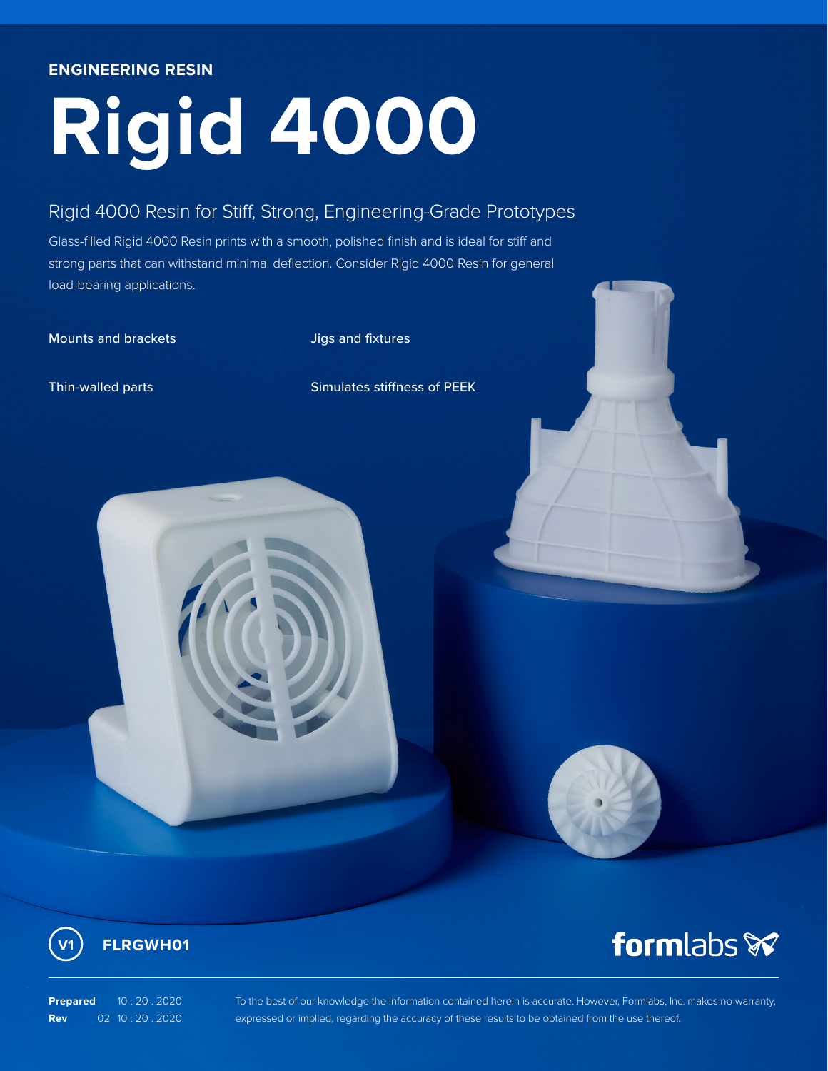**ENGINEERING RESIN**

# Rigid 4000

## Rigid 4000 Resin for Stiff, Strong, Engineering-Grade Prototypes

Glass-filled Rigid 4000 Resin prints with a smooth, polished finish and is ideal for stiff and strong parts that can withstand minimal deflection. Consider Rigid 4000 Resin for general load-bearing applications.

- Mounts and brackets
- Jigs and fixtures
- Thin-walled parts
- Simulates stiffness of PEEK

V1 **FLRGWH01**

formlabs

**Prepared** 10 . 20 . 2020
**Rev** 02 10 . 20 . 2020

To the best of our knowledge the information contained herein is accurate. However, Formlabs, Inc. makes no warranty, expressed or implied, regarding the accuracy of these results to be obtained from the use thereof.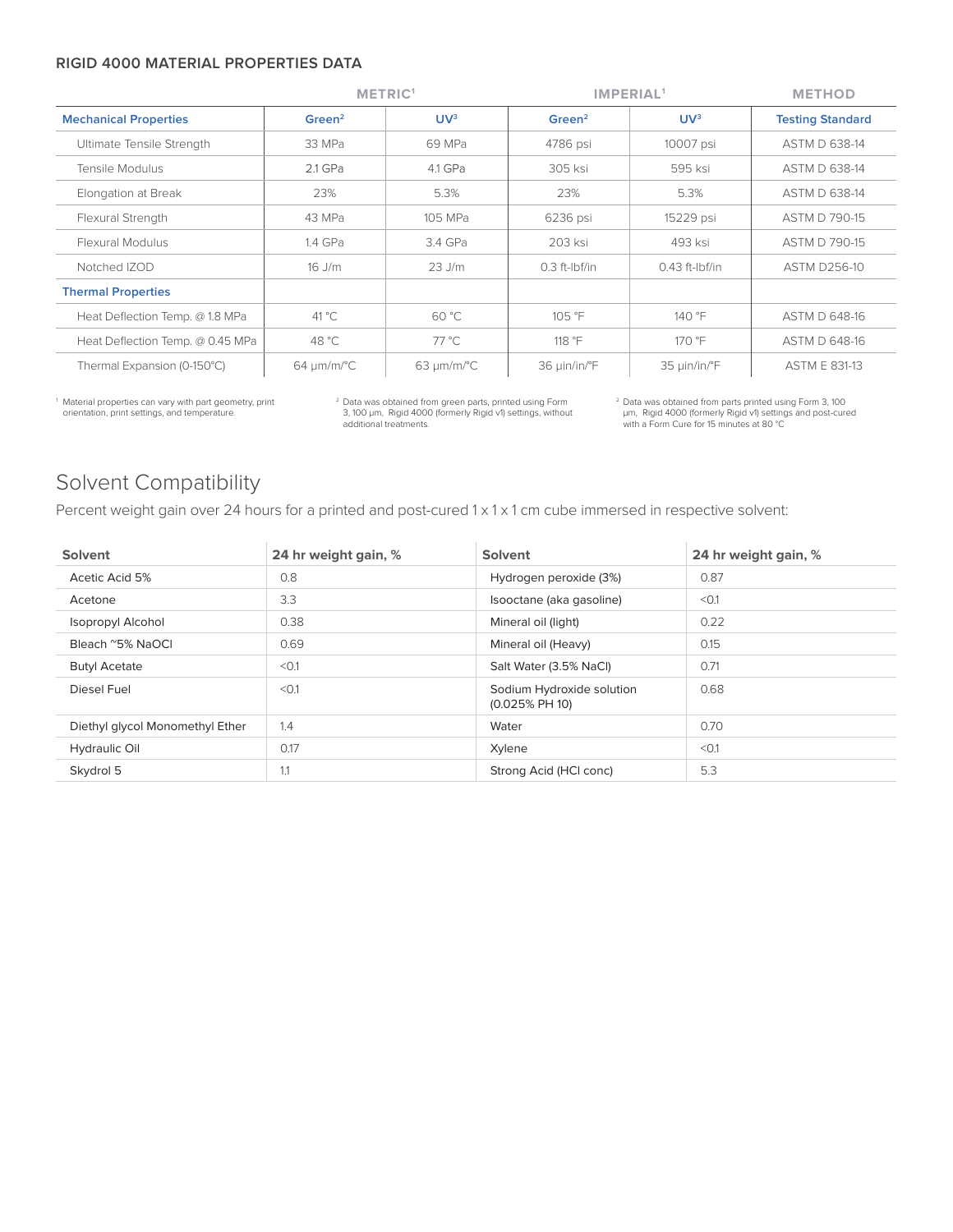## RIGID 4000 MATERIAL PROPERTIES DATA

| | METRIC[1] | | IMPERIAL[1] | | METHOD |
|---|---|---|---|---|---|
| **Mechanical Properties** | **Green[2]** | **UV[3]** | **Green[2]** | **UV[3]** | **Testing Standard** |
| Ultimate Tensile Strength | 33 MPa | 69 MPa | 4786 psi | 10007 psi | ASTM D 638-14 |
| Tensile Modulus | 2.1 GPa | 4.1 GPa | 305 ksi | 595 ksi | ASTM D 638-14 |
| Elongation at Break | 23% | 5.3% | 23% | 5.3% | ASTM D 638-14 |
| Flexural Strength | 43 MPa | 105 MPa | 6236 psi | 15229 psi | ASTM D 790-15 |
| Flexural Modulus | 1.4 GPa | 3.4 GPa | 203 ksi | 493 ksi | ASTM D 790-15 |
| Notched IZOD | 16 J/m | 23 J/m | 0.3 ft-lbf/in | 0.43 ft-lbf/in | ASTM D256-10 |
| **Thermal Properties** | | | | | |
| Heat Deflection Temp. @ 1.8 MPa | 41 °C | 60 °C | 105 °F | 140 °F | ASTM D 648-16 |
| Heat Deflection Temp. @ 0.45 MPa | 48 °C | 77 °C | 118 °F | 170 °F | ASTM D 648-16 |
| Thermal Expansion (0-150°C) | 64 μm/m/°C | 63 μm/m/°C | 36 μin/in/°F | 35 μin/in/°F | ASTM E 831-13 |

[1] Material properties can vary with part geometry, print orientation, print settings, and temperature.

[2] Data was obtained from green parts, printed using Form 3, 100 μm, Rigid 4000 (formerly Rigid v1) settings, without additional treatments.

[3] Data was obtained from parts printed using Form 3, 100 μm, Rigid 4000 (formerly Rigid v1) settings and post-cured with a Form Cure for 15 minutes at 80 °C

# Solvent Compatibility

Percent weight gain over 24 hours for a printed and post-cured 1 x 1 x 1 cm cube immersed in respective solvent:

| Solvent | 24 hr weight gain, % | Solvent | 24 hr weight gain, % |
|---|---|---|---|
| Acetic Acid 5% | 0.8 | Hydrogen peroxide (3%) | 0.87 |
| Acetone | 3.3 | Isooctane (aka gasoline) | <0.1 |
| Isopropyl Alcohol | 0.38 | Mineral oil (light) | 0.22 |
| Bleach ~5% NaOCl | 0.69 | Mineral oil (Heavy) | 0.15 |
| Butyl Acetate | <0.1 | Salt Water (3.5% NaCl) | 0.71 |
| Diesel Fuel | <0.1 | Sodium Hydroxide solution (0.025% PH 10) | 0.68 |
| Diethyl glycol Monomethyl Ether | 1.4 | Water | 0.70 |
| Hydraulic Oil | 0.17 | Xylene | <0.1 |
| Skydrol 5 | 1.1 | Strong Acid (HCl conc) | 5.3 |